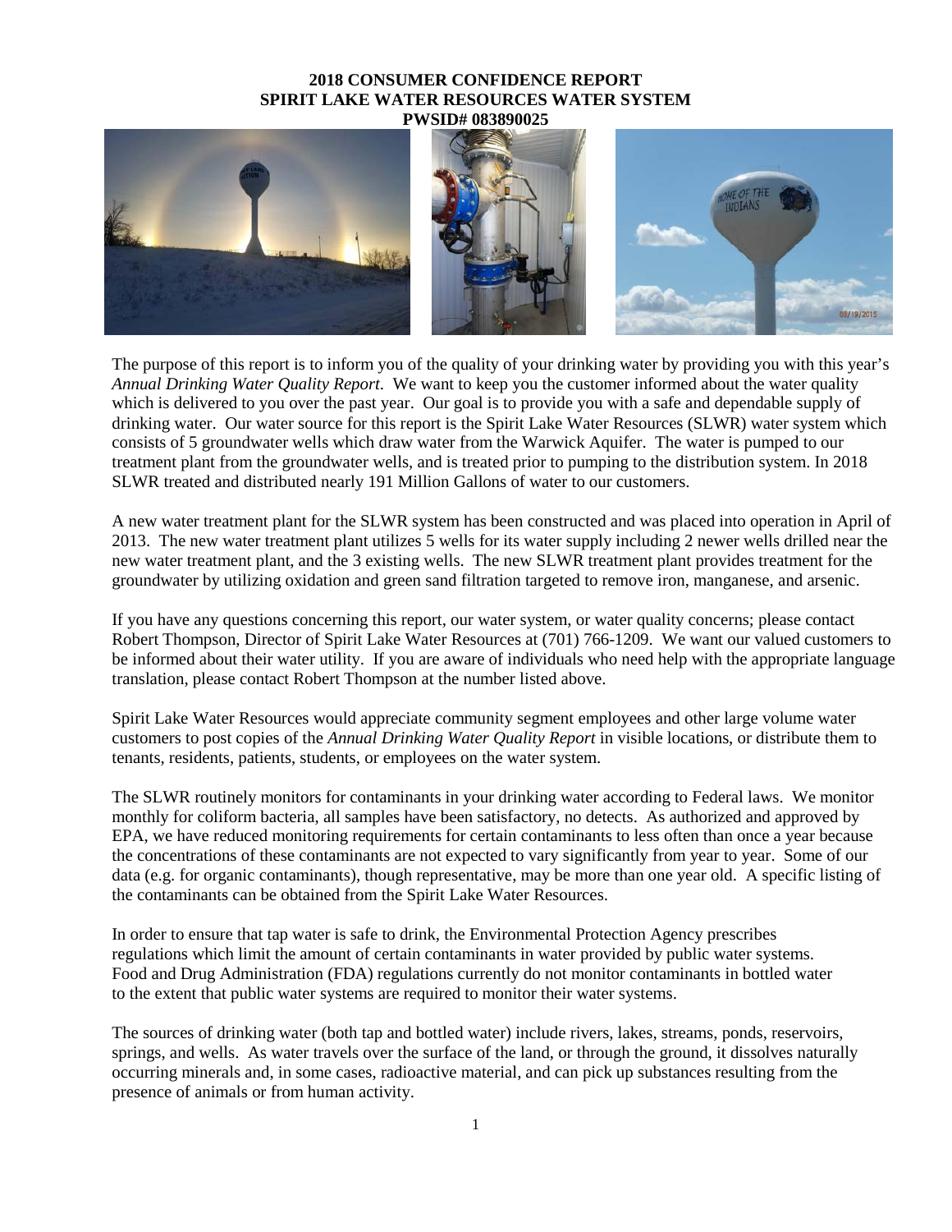# 2018 CONSUMER CONFIDENCE REPORT
# SPIRIT LAKE WATER RESOURCES WATER SYSTEM
# PWSID# 083890025

The purpose of this report is to inform you of the quality of your drinking water by providing you with this year's *Annual Drinking Water Quality Report*. We want to keep you the customer informed about the water quality which is delivered to you over the past year. Our goal is to provide you with a safe and dependable supply of drinking water. Our water source for this report is the Spirit Lake Water Resources (SLWR) water system which consists of 5 groundwater wells which draw water from the Warwick Aquifer. The water is pumped to our treatment plant from the groundwater wells, and is treated prior to pumping to the distribution system. In 2018 SLWR treated and distributed nearly 191 Million Gallons of water to our customers.

A new water treatment plant for the SLWR system has been constructed and was placed into operation in April of 2013. The new water treatment plant utilizes 5 wells for its water supply including 2 newer wells drilled near the new water treatment plant, and the 3 existing wells. The new SLWR treatment plant provides treatment for the groundwater by utilizing oxidation and green sand filtration targeted to remove iron, manganese, and arsenic.

If you have any questions concerning this report, our water system, or water quality concerns; please contact Robert Thompson, Director of Spirit Lake Water Resources at (701) 766-1209. We want our valued customers to be informed about their water utility. If you are aware of individuals who need help with the appropriate language translation, please contact Robert Thompson at the number listed above.

Spirit Lake Water Resources would appreciate community segment employees and other large volume water customers to post copies of the *Annual Drinking Water Quality Report* in visible locations, or distribute them to tenants, residents, patients, students, or employees on the water system.

The SLWR routinely monitors for contaminants in your drinking water according to Federal laws. We monitor monthly for coliform bacteria, all samples have been satisfactory, no detects. As authorized and approved by EPA, we have reduced monitoring requirements for certain contaminants to less often than once a year because the concentrations of these contaminants are not expected to vary significantly from year to year. Some of our data (e.g. for organic contaminants), though representative, may be more than one year old. A specific listing of the contaminants can be obtained from the Spirit Lake Water Resources.

In order to ensure that tap water is safe to drink, the Environmental Protection Agency prescribes regulations which limit the amount of certain contaminants in water provided by public water systems. Food and Drug Administration (FDA) regulations currently do not monitor contaminants in bottled water to the extent that public water systems are required to monitor their water systems.

The sources of drinking water (both tap and bottled water) include rivers, lakes, streams, ponds, reservoirs, springs, and wells. As water travels over the surface of the land, or through the ground, it dissolves naturally occurring minerals and, in some cases, radioactive material, and can pick up substances resulting from the presence of animals or from human activity.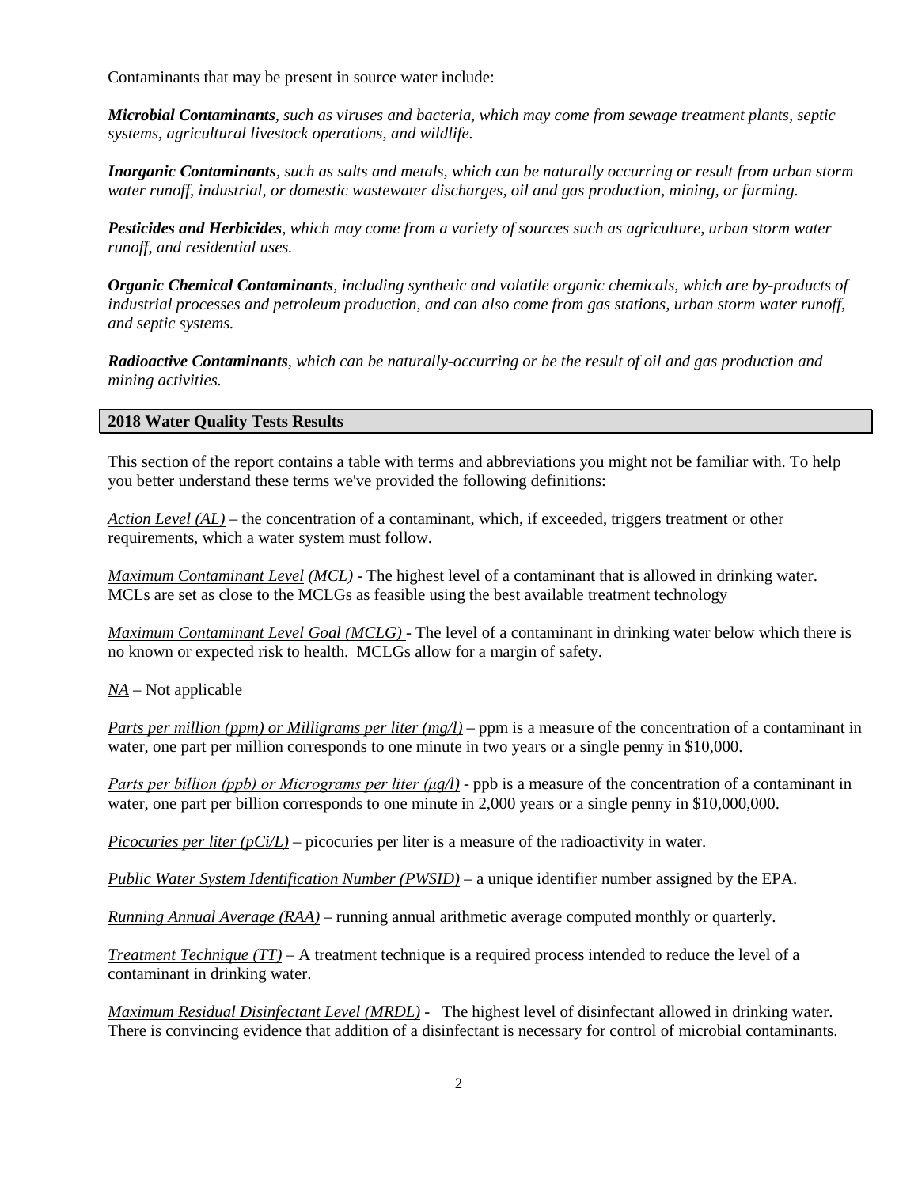Contaminants that may be present in source water include:

***Microbial Contaminants****, such as viruses and bacteria, which may come from sewage treatment plants, septic systems, agricultural livestock operations, and wildlife.*

***Inorganic Contaminants****, such as salts and metals, which can be naturally occurring or result from urban storm water runoff, industrial, or domestic wastewater discharges, oil and gas production, mining, or farming.*

***Pesticides and Herbicides****, which may come from a variety of sources such as agriculture, urban storm water runoff, and residential uses.*

***Organic Chemical Contaminants****, including synthetic and volatile organic chemicals, which are by-products of industrial processes and petroleum production, and can also come from gas stations, urban storm water runoff, and septic systems.*

***Radioactive Contaminants****, which can be naturally-occurring or be the result of oil and gas production and mining activities.*

## 2018 Water Quality Tests Results

This section of the report contains a table with terms and abbreviations you might not be familiar with. To help you better understand these terms we've provided the following definitions:

*Action Level (AL)* – the concentration of a contaminant, which, if exceeded, triggers treatment or other requirements, which a water system must follow.

*Maximum Contaminant Level (MCL)* - The highest level of a contaminant that is allowed in drinking water. MCLs are set as close to the MCLGs as feasible using the best available treatment technology

*Maximum Contaminant Level Goal (MCLG)* - The level of a contaminant in drinking water below which there is no known or expected risk to health. MCLGs allow for a margin of safety.

*NA* – Not applicable

*Parts per million (ppm) or Milligrams per liter (mg/l)* – ppm is a measure of the concentration of a contaminant in water, one part per million corresponds to one minute in two years or a single penny in $10,000.

*Parts per billion (ppb) or Micrograms per liter (µg/l)* - ppb is a measure of the concentration of a contaminant in water, one part per billion corresponds to one minute in 2,000 years or a single penny in $10,000,000.

*Picocuries per liter (pCi/L)* – picocuries per liter is a measure of the radioactivity in water.

*Public Water System Identification Number (PWSID)* – a unique identifier number assigned by the EPA.

*Running Annual Average (RAA)* – running annual arithmetic average computed monthly or quarterly.

*Treatment Technique (TT)* – A treatment technique is a required process intended to reduce the level of a contaminant in drinking water.

*Maximum Residual Disinfectant Level (MRDL)* - The highest level of disinfectant allowed in drinking water. There is convincing evidence that addition of a disinfectant is necessary for control of microbial contaminants.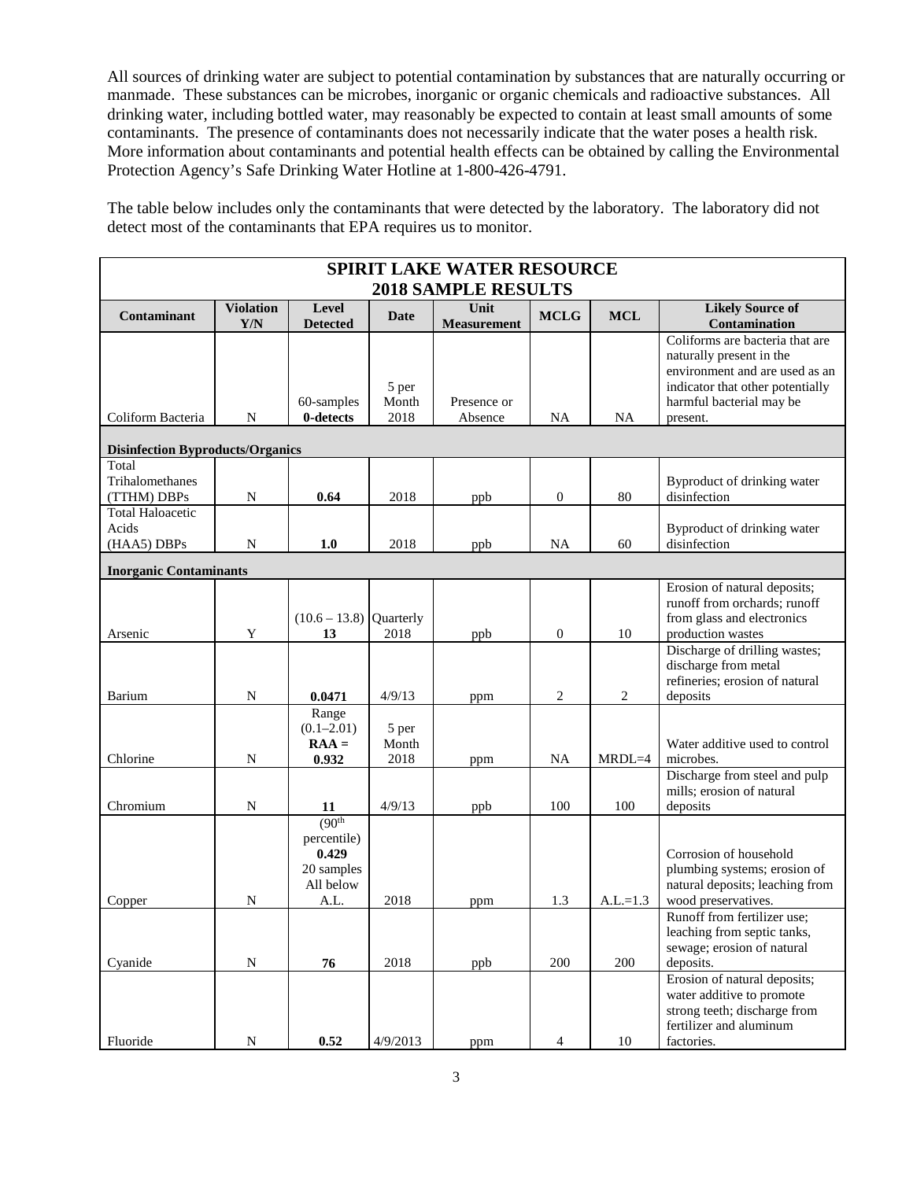All sources of drinking water are subject to potential contamination by substances that are naturally occurring or manmade. These substances can be microbes, inorganic or organic chemicals and radioactive substances. All drinking water, including bottled water, may reasonably be expected to contain at least small amounts of some contaminants. The presence of contaminants does not necessarily indicate that the water poses a health risk. More information about contaminants and potential health effects can be obtained by calling the Environmental Protection Agency's Safe Drinking Water Hotline at 1-800-426-4791.

The table below includes only the contaminants that were detected by the laboratory. The laboratory did not detect most of the contaminants that EPA requires us to monitor.

| **SPIRIT LAKE WATER RESOURCE 2018 SAMPLE RESULTS** | | | | | | | |
|---|---|---|---|---|---|---|---|
| **Contaminant** | **Violation Y/N** | **Level Detected** | **Date** | **Unit Measurement** | **MCLG** | **MCL** | **Likely Source of Contamination** |
| Coliform Bacteria | N | 60-samples **0-detects** | 5 per Month 2018 | Presence or Absence | NA | NA | Coliforms are bacteria that are naturally present in the environment and are used as an indicator that other potentially harmful bacterial may be present. |
| **Disinfection Byproducts/Organics** | | | | | | | |
| Total Trihalomethanes (TTHM) DBPs | N | **0.64** | 2018 | ppb | 0 | 80 | Byproduct of drinking water disinfection |
| Total Haloacetic Acids (HAA5) DBPs | N | **1.0** | 2018 | ppb | NA | 60 | Byproduct of drinking water disinfection |
| **Inorganic Contaminants** | | | | | | | |
| Arsenic | Y | (10.6 – 13.8) **13** | Quarterly 2018 | ppb | 0 | 10 | Erosion of natural deposits; runoff from orchards; runoff from glass and electronics production wastes |
| Barium | N | **0.0471** | 4/9/13 | ppm | 2 | 2 | Discharge of drilling wastes; discharge from metal refineries; erosion of natural deposits |
| Chlorine | N | Range (0.1–2.01) **RAA = 0.932** | 5 per Month 2018 | ppm | NA | MRDL=4 | Water additive used to control microbes. |
| Chromium | N | **11** | 4/9/13 | ppb | 100 | 100 | Discharge from steel and pulp mills; erosion of natural deposits |
| Copper | N | (90th percentile) **0.429** 20 samples All below A.L. | 2018 | ppm | 1.3 | A.L.=1.3 | Corrosion of household plumbing systems; erosion of natural deposits; leaching from wood preservatives. |
| Cyanide | N | **76** | 2018 | ppb | 200 | 200 | Runoff from fertilizer use; leaching from septic tanks, sewage; erosion of natural deposits. |
| Fluoride | N | **0.52** | 4/9/2013 | ppm | 4 | 10 | Erosion of natural deposits; water additive to promote strong teeth; discharge from fertilizer and aluminum factories. |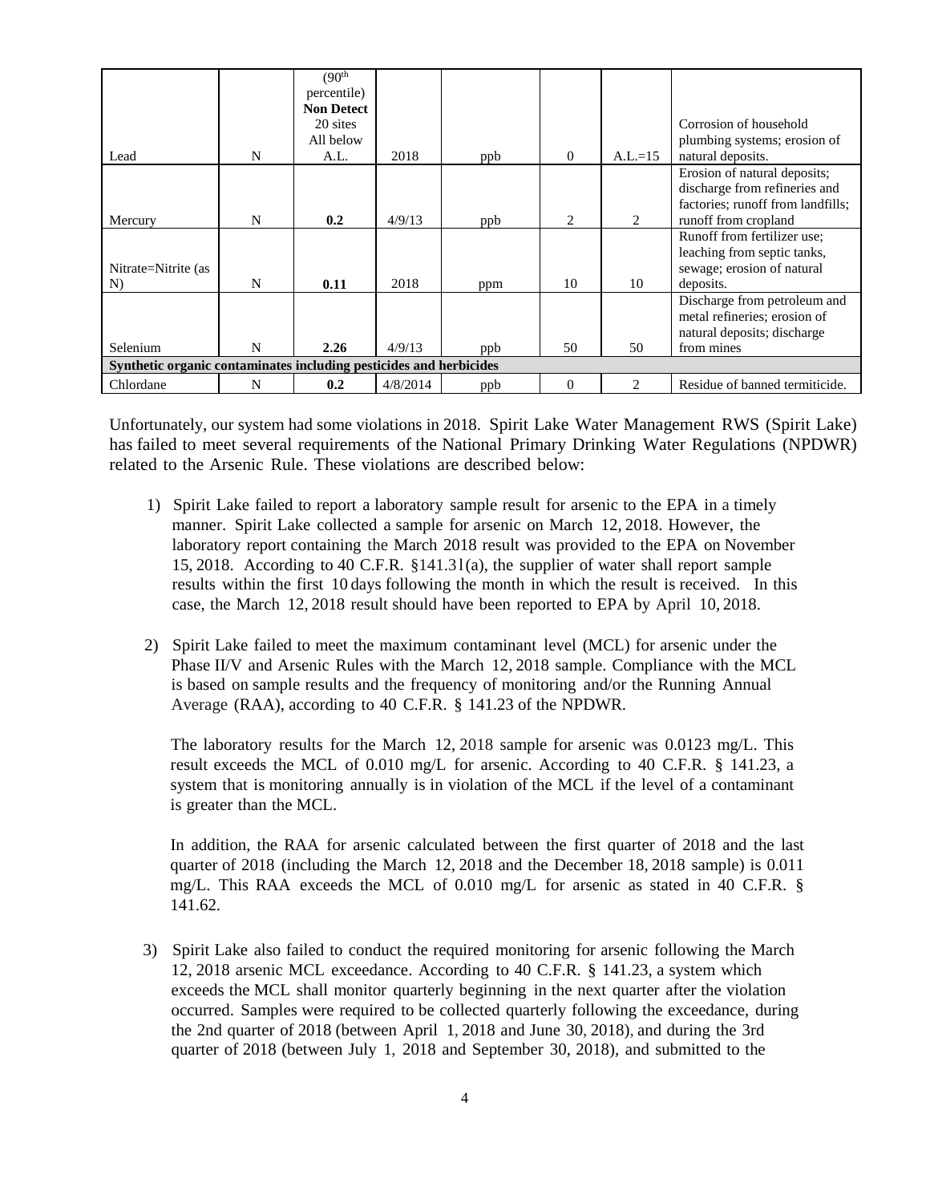| | | | | | | | |
|---|---|---|---|---|---|---|---|
| Lead | N | (90th percentile) **Non Detect** 20 sites All below A.L. | 2018 | ppb | 0 | A.L.=15 | Corrosion of household plumbing systems; erosion of natural deposits. |
| Mercury | N | **0.2** | 4/9/13 | ppb | 2 | 2 | Erosion of natural deposits; discharge from refineries and factories; runoff from landfills; runoff from cropland |
| Nitrate=Nitrite (as N) | N | **0.11** | 2018 | ppm | 10 | 10 | Runoff from fertilizer use; leaching from septic tanks, sewage; erosion of natural deposits. |
| Selenium | N | **2.26** | 4/9/13 | ppb | 50 | 50 | Discharge from petroleum and metal refineries; erosion of natural deposits; discharge from mines |
| **Synthetic organic contaminates including pesticides and herbicides** | | | | | | | |
| Chlordane | N | 0.2 | 4/8/2014 | ppb | 0 | 2 | Residue of banned termiticide. |

Unfortunately, our system had some violations in 2018. Spirit Lake Water Management RWS (Spirit Lake) has failed to meet several requirements of the National Primary Drinking Water Regulations (NPDWR) related to the Arsenic Rule. These violations are described below:

1) Spirit Lake failed to report a laboratory sample result for arsenic to the EPA in a timely manner. Spirit Lake collected a sample for arsenic on March 12, 2018. However, the laboratory report containing the March 2018 result was provided to the EPA on November 15, 2018. According to 40 C.F.R. §141.31(a), the supplier of water shall report sample results within the first 10 days following the month in which the result is received. In this case, the March 12, 2018 result should have been reported to EPA by April 10, 2018.

2) Spirit Lake failed to meet the maximum contaminant level (MCL) for arsenic under the Phase II/V and Arsenic Rules with the March 12, 2018 sample. Compliance with the MCL is based on sample results and the frequency of monitoring and/or the Running Annual Average (RAA), according to 40 C.F.R. § 141.23 of the NPDWR.

   The laboratory results for the March 12, 2018 sample for arsenic was 0.0123 mg/L. This result exceeds the MCL of 0.010 mg/L for arsenic. According to 40 C.F.R. § 141.23, a system that is monitoring annually is in violation of the MCL if the level of a contaminant is greater than the MCL.

   In addition, the RAA for arsenic calculated between the first quarter of 2018 and the last quarter of 2018 (including the March 12, 2018 and the December 18, 2018 sample) is 0.011 mg/L. This RAA exceeds the MCL of 0.010 mg/L for arsenic as stated in 40 C.F.R. § 141.62.

3) Spirit Lake also failed to conduct the required monitoring for arsenic following the March 12, 2018 arsenic MCL exceedance. According to 40 C.F.R. § 141.23, a system which exceeds the MCL shall monitor quarterly beginning in the next quarter after the violation occurred. Samples were required to be collected quarterly following the exceedance, during the 2nd quarter of 2018 (between April 1, 2018 and June 30, 2018), and during the 3rd quarter of 2018 (between July 1, 2018 and September 30, 2018), and submitted to the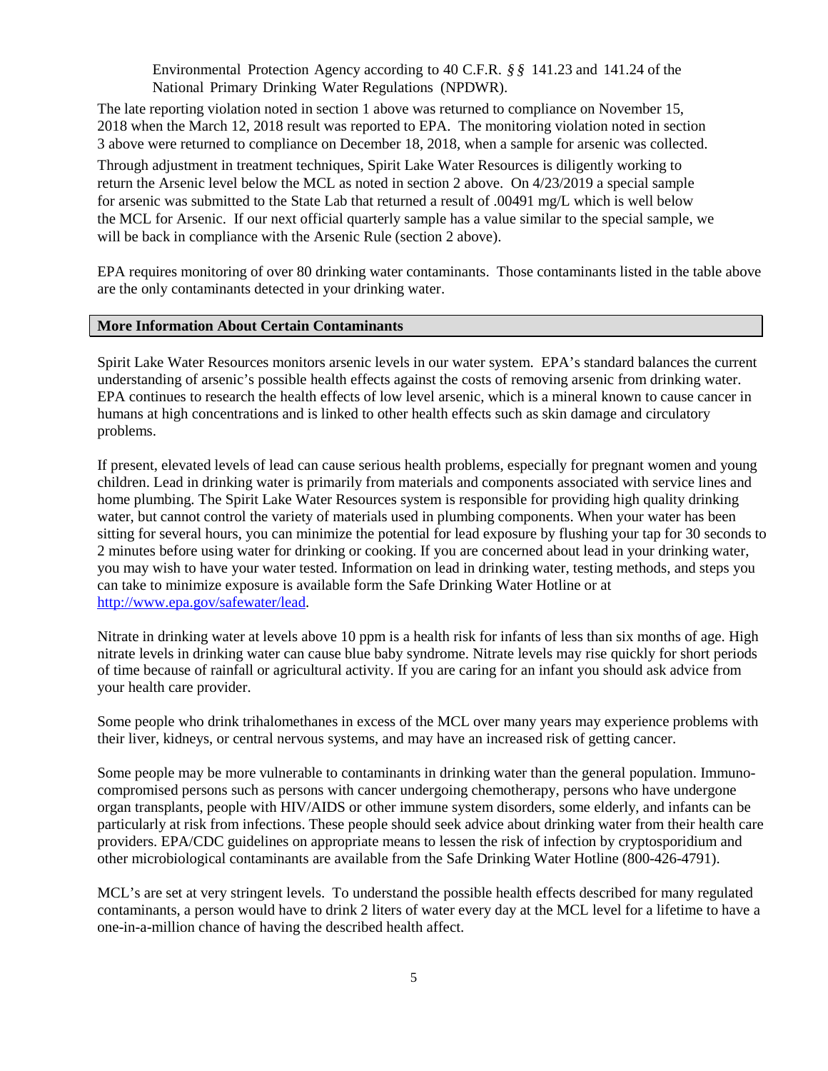Environmental Protection Agency according to 40 C.F.R. §§ 141.23 and 141.24 of the National Primary Drinking Water Regulations (NPDWR).

The late reporting violation noted in section 1 above was returned to compliance on November 15, 2018 when the March 12, 2018 result was reported to EPA. The monitoring violation noted in section 3 above were returned to compliance on December 18, 2018, when a sample for arsenic was collected.

Through adjustment in treatment techniques, Spirit Lake Water Resources is diligently working to return the Arsenic level below the MCL as noted in section 2 above. On 4/23/2019 a special sample for arsenic was submitted to the State Lab that returned a result of .00491 mg/L which is well below the MCL for Arsenic. If our next official quarterly sample has a value similar to the special sample, we will be back in compliance with the Arsenic Rule (section 2 above).

EPA requires monitoring of over 80 drinking water contaminants. Those contaminants listed in the table above are the only contaminants detected in your drinking water.

## More Information About Certain Contaminants

Spirit Lake Water Resources monitors arsenic levels in our water system. EPA's standard balances the current understanding of arsenic's possible health effects against the costs of removing arsenic from drinking water. EPA continues to research the health effects of low level arsenic, which is a mineral known to cause cancer in humans at high concentrations and is linked to other health effects such as skin damage and circulatory problems.

If present, elevated levels of lead can cause serious health problems, especially for pregnant women and young children. Lead in drinking water is primarily from materials and components associated with service lines and home plumbing. The Spirit Lake Water Resources system is responsible for providing high quality drinking water, but cannot control the variety of materials used in plumbing components. When your water has been sitting for several hours, you can minimize the potential for lead exposure by flushing your tap for 30 seconds to 2 minutes before using water for drinking or cooking. If you are concerned about lead in your drinking water, you may wish to have your water tested. Information on lead in drinking water, testing methods, and steps you can take to minimize exposure is available form the Safe Drinking Water Hotline or at http://www.epa.gov/safewater/lead.

Nitrate in drinking water at levels above 10 ppm is a health risk for infants of less than six months of age. High nitrate levels in drinking water can cause blue baby syndrome. Nitrate levels may rise quickly for short periods of time because of rainfall or agricultural activity. If you are caring for an infant you should ask advice from your health care provider.

Some people who drink trihalomethanes in excess of the MCL over many years may experience problems with their liver, kidneys, or central nervous systems, and may have an increased risk of getting cancer.

Some people may be more vulnerable to contaminants in drinking water than the general population. Immuno-compromised persons such as persons with cancer undergoing chemotherapy, persons who have undergone organ transplants, people with HIV/AIDS or other immune system disorders, some elderly, and infants can be particularly at risk from infections. These people should seek advice about drinking water from their health care providers. EPA/CDC guidelines on appropriate means to lessen the risk of infection by cryptosporidium and other microbiological contaminants are available from the Safe Drinking Water Hotline (800-426-4791).

MCL's are set at very stringent levels. To understand the possible health effects described for many regulated contaminants, a person would have to drink 2 liters of water every day at the MCL level for a lifetime to have a one-in-a-million chance of having the described health affect.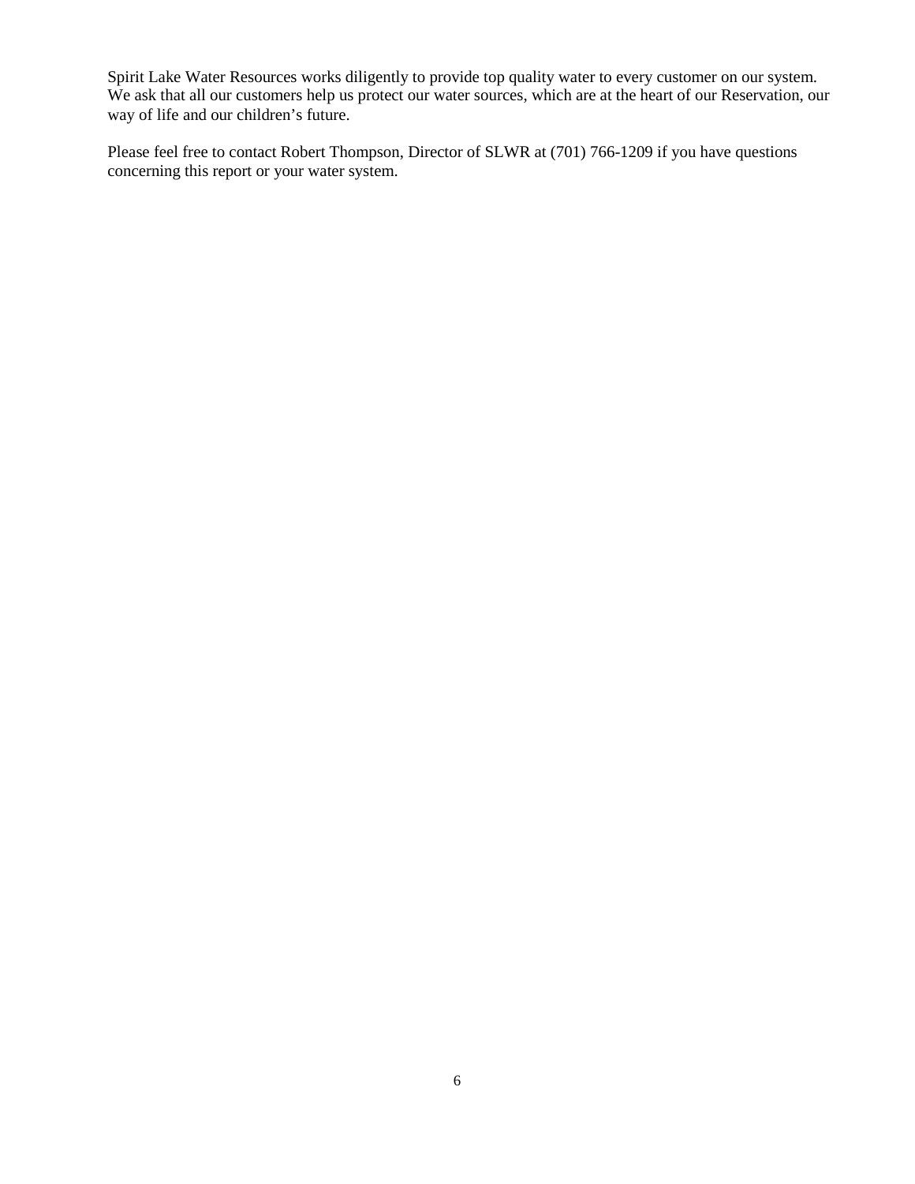Spirit Lake Water Resources works diligently to provide top quality water to every customer on our system. We ask that all our customers help us protect our water sources, which are at the heart of our Reservation, our way of life and our children's future.

Please feel free to contact Robert Thompson, Director of SLWR at (701) 766-1209 if you have questions concerning this report or your water system.